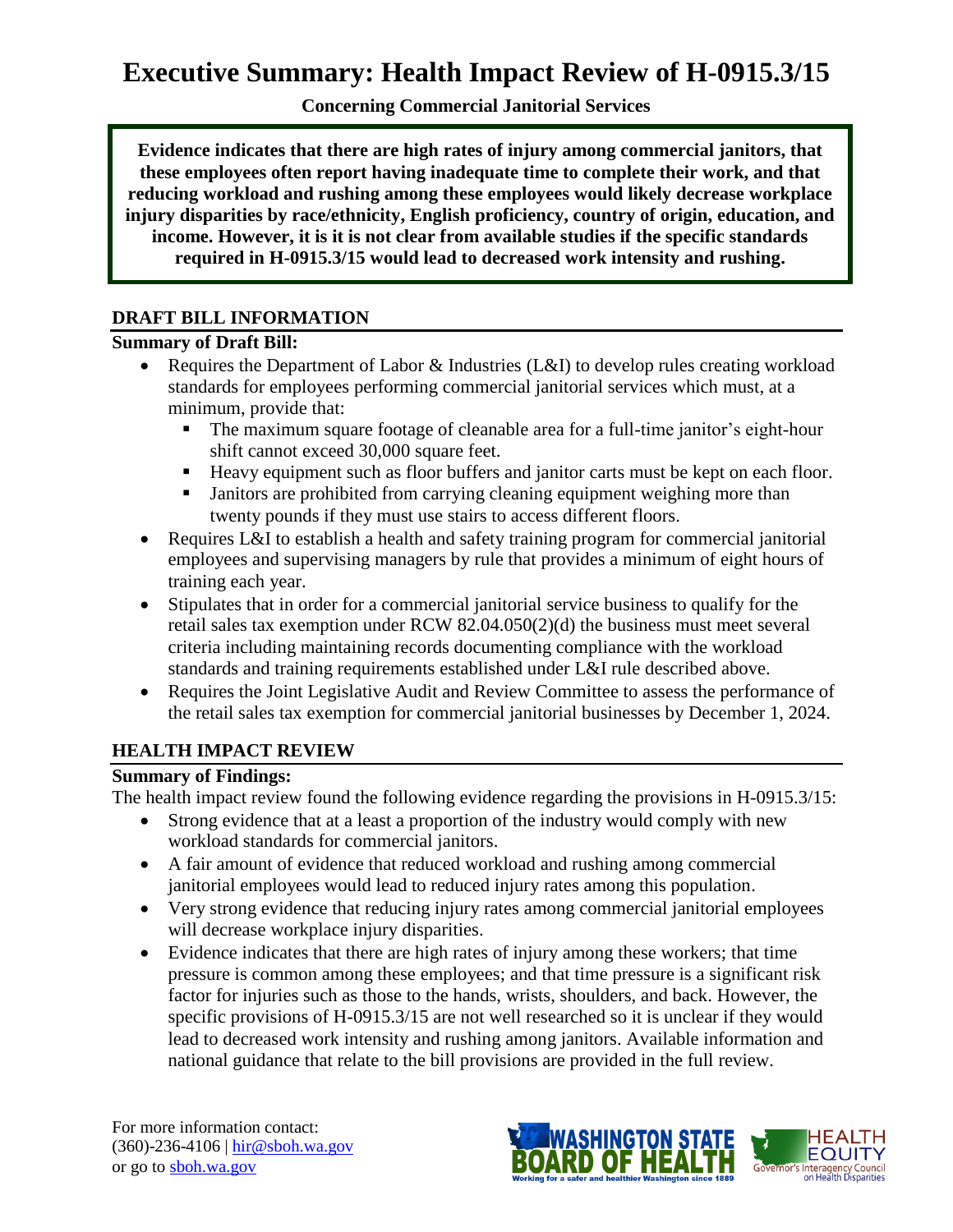# Executive Summary: Health Impact Review of H-0915.3/15

**Concerning Commercial Janitorial Services**

**Evidence indicates that there are high rates of injury among commercial janitors, that these employees often report having inadequate time to complete their work, and that reducing workload and rushing among these employees would likely decrease workplace injury disparities by race/ethnicity, English proficiency, country of origin, education, and income. However, it is it is not clear from available studies if the specific standards required in H-0915.3/15 would lead to decreased work intensity and rushing.**

## DRAFT BILL INFORMATION

### Summary of Draft Bill:

- Requires the Department of Labor & Industries (L&I) to develop rules creating workload standards for employees performing commercial janitorial services which must, at a minimum, provide that:
  - The maximum square footage of cleanable area for a full-time janitor's eight-hour shift cannot exceed 30,000 square feet.
  - Heavy equipment such as floor buffers and janitor carts must be kept on each floor.
  - Janitors are prohibited from carrying cleaning equipment weighing more than twenty pounds if they must use stairs to access different floors.
- Requires L&I to establish a health and safety training program for commercial janitorial employees and supervising managers by rule that provides a minimum of eight hours of training each year.
- Stipulates that in order for a commercial janitorial service business to qualify for the retail sales tax exemption under RCW 82.04.050(2)(d) the business must meet several criteria including maintaining records documenting compliance with the workload standards and training requirements established under L&I rule described above.
- Requires the Joint Legislative Audit and Review Committee to assess the performance of the retail sales tax exemption for commercial janitorial businesses by December 1, 2024.

## HEALTH IMPACT REVIEW

### Summary of Findings:

The health impact review found the following evidence regarding the provisions in H-0915.3/15:

- Strong evidence that at a least a proportion of the industry would comply with new workload standards for commercial janitors.
- A fair amount of evidence that reduced workload and rushing among commercial janitorial employees would lead to reduced injury rates among this population.
- Very strong evidence that reducing injury rates among commercial janitorial employees will decrease workplace injury disparities.
- Evidence indicates that there are high rates of injury among these workers; that time pressure is common among these employees; and that time pressure is a significant risk factor for injuries such as those to the hands, wrists, shoulders, and back. However, the specific provisions of H-0915.3/15 are not well researched so it is unclear if they would lead to decreased work intensity and rushing among janitors. Available information and national guidance that relate to the bill provisions are provided in the full review.

For more information contact:
(360)-236-4106 | hir@sboh.wa.gov
or go to sboh.wa.gov

WASHINGTON STATE BOARD OF HEALTH — Working for a safer and healthier Washington since 1889

HEALTH EQUITY — Governor's Interagency Council on Health Disparities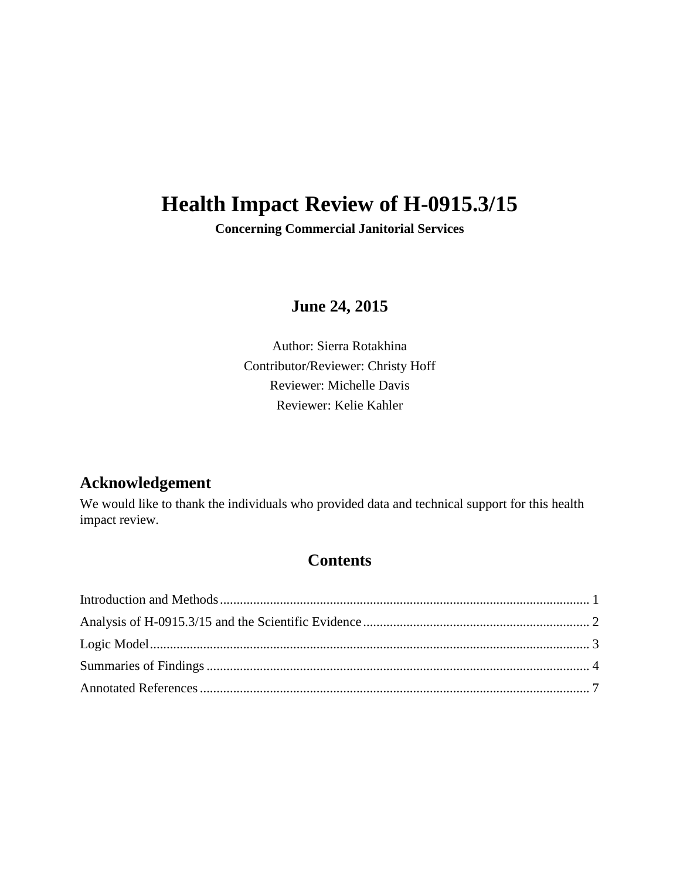# Health Impact Review of H-0915.3/15

**Concerning Commercial Janitorial Services**

## June 24, 2015

Author: Sierra Rotakhina

Contributor/Reviewer: Christy Hoff

Reviewer: Michelle Davis

Reviewer: Kelie Kahler

## Acknowledgement

We would like to thank the individuals who provided data and technical support for this health impact review.

## Contents

Introduction and Methods .......... 1

Analysis of H-0915.3/15 and the Scientific Evidence .......... 2

Logic Model .......... 3

Summaries of Findings .......... 4

Annotated References .......... 7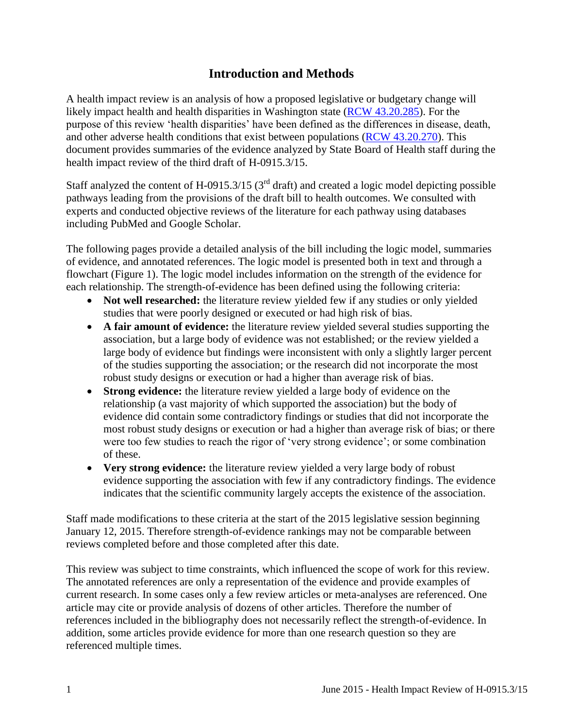# Introduction and Methods

A health impact review is an analysis of how a proposed legislative or budgetary change will likely impact health and health disparities in Washington state ([RCW 43.20.285](RCW 43.20.285)). For the purpose of this review 'health disparities' have been defined as the differences in disease, death, and other adverse health conditions that exist between populations ([RCW 43.20.270](RCW 43.20.270)). This document provides summaries of the evidence analyzed by State Board of Health staff during the health impact review of the third draft of H-0915.3/15.

Staff analyzed the content of H-0915.3/15 (3rd draft) and created a logic model depicting possible pathways leading from the provisions of the draft bill to health outcomes. We consulted with experts and conducted objective reviews of the literature for each pathway using databases including PubMed and Google Scholar.

The following pages provide a detailed analysis of the bill including the logic model, summaries of evidence, and annotated references. The logic model is presented both in text and through a flowchart (Figure 1). The logic model includes information on the strength of the evidence for each relationship. The strength-of-evidence has been defined using the following criteria:

- **Not well researched:** the literature review yielded few if any studies or only yielded studies that were poorly designed or executed or had high risk of bias.
- **A fair amount of evidence:** the literature review yielded several studies supporting the association, but a large body of evidence was not established; or the review yielded a large body of evidence but findings were inconsistent with only a slightly larger percent of the studies supporting the association; or the research did not incorporate the most robust study designs or execution or had a higher than average risk of bias.
- **Strong evidence:** the literature review yielded a large body of evidence on the relationship (a vast majority of which supported the association) but the body of evidence did contain some contradictory findings or studies that did not incorporate the most robust study designs or execution or had a higher than average risk of bias; or there were too few studies to reach the rigor of 'very strong evidence'; or some combination of these.
- **Very strong evidence:** the literature review yielded a very large body of robust evidence supporting the association with few if any contradictory findings. The evidence indicates that the scientific community largely accepts the existence of the association.

Staff made modifications to these criteria at the start of the 2015 legislative session beginning January 12, 2015. Therefore strength-of-evidence rankings may not be comparable between reviews completed before and those completed after this date.

This review was subject to time constraints, which influenced the scope of work for this review. The annotated references are only a representation of the evidence and provide examples of current research. In some cases only a few review articles or meta-analyses are referenced. One article may cite or provide analysis of dozens of other articles. Therefore the number of references included in the bibliography does not necessarily reflect the strength-of-evidence. In addition, some articles provide evidence for more than one research question so they are referenced multiple times.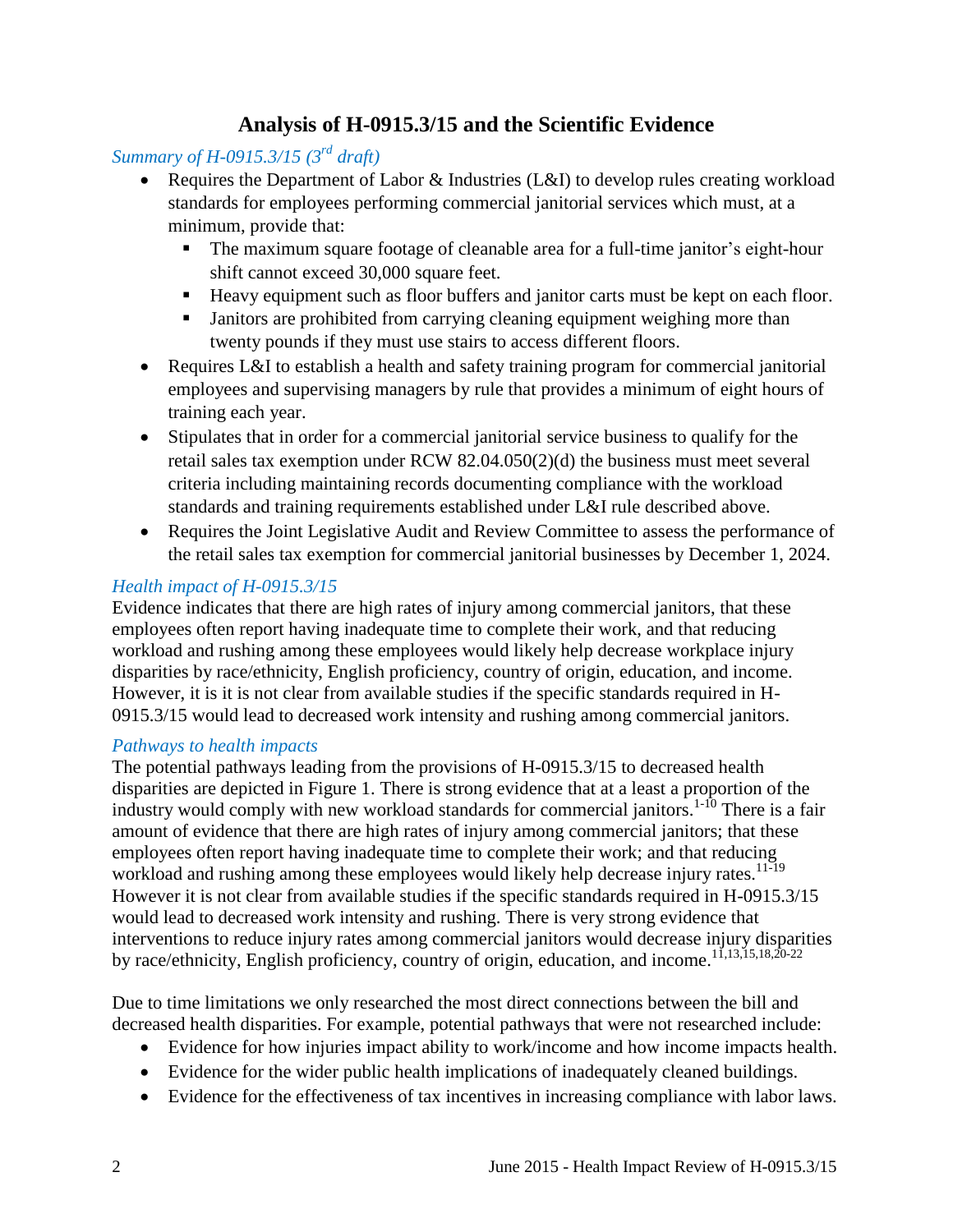# Analysis of H-0915.3/15 and the Scientific Evidence

*Summary of H-0915.3/15 (3rd draft)*

- Requires the Department of Labor & Industries (L&I) to develop rules creating workload standards for employees performing commercial janitorial services which must, at a minimum, provide that:
  - The maximum square footage of cleanable area for a full-time janitor's eight-hour shift cannot exceed 30,000 square feet.
  - Heavy equipment such as floor buffers and janitor carts must be kept on each floor.
  - Janitors are prohibited from carrying cleaning equipment weighing more than twenty pounds if they must use stairs to access different floors.
- Requires L&I to establish a health and safety training program for commercial janitorial employees and supervising managers by rule that provides a minimum of eight hours of training each year.
- Stipulates that in order for a commercial janitorial service business to qualify for the retail sales tax exemption under RCW 82.04.050(2)(d) the business must meet several criteria including maintaining records documenting compliance with the workload standards and training requirements established under L&I rule described above.
- Requires the Joint Legislative Audit and Review Committee to assess the performance of the retail sales tax exemption for commercial janitorial businesses by December 1, 2024.

*Health impact of H-0915.3/15*

Evidence indicates that there are high rates of injury among commercial janitors, that these employees often report having inadequate time to complete their work, and that reducing workload and rushing among these employees would likely help decrease workplace injury disparities by race/ethnicity, English proficiency, country of origin, education, and income. However, it is it is not clear from available studies if the specific standards required in H-0915.3/15 would lead to decreased work intensity and rushing among commercial janitors.

*Pathways to health impacts*

The potential pathways leading from the provisions of H-0915.3/15 to decreased health disparities are depicted in Figure 1. There is strong evidence that at a least a proportion of the industry would comply with new workload standards for commercial janitors.[1-10] There is a fair amount of evidence that there are high rates of injury among commercial janitors; that these employees often report having inadequate time to complete their work; and that reducing workload and rushing among these employees would likely help decrease injury rates.[11-19] However it is not clear from available studies if the specific standards required in H-0915.3/15 would lead to decreased work intensity and rushing. There is very strong evidence that interventions to reduce injury rates among commercial janitors would decrease injury disparities by race/ethnicity, English proficiency, country of origin, education, and income.[11,13,15,18,20-22]

Due to time limitations we only researched the most direct connections between the bill and decreased health disparities. For example, potential pathways that were not researched include:

- Evidence for how injuries impact ability to work/income and how income impacts health.
- Evidence for the wider public health implications of inadequately cleaned buildings.
- Evidence for the effectiveness of tax incentives in increasing compliance with labor laws.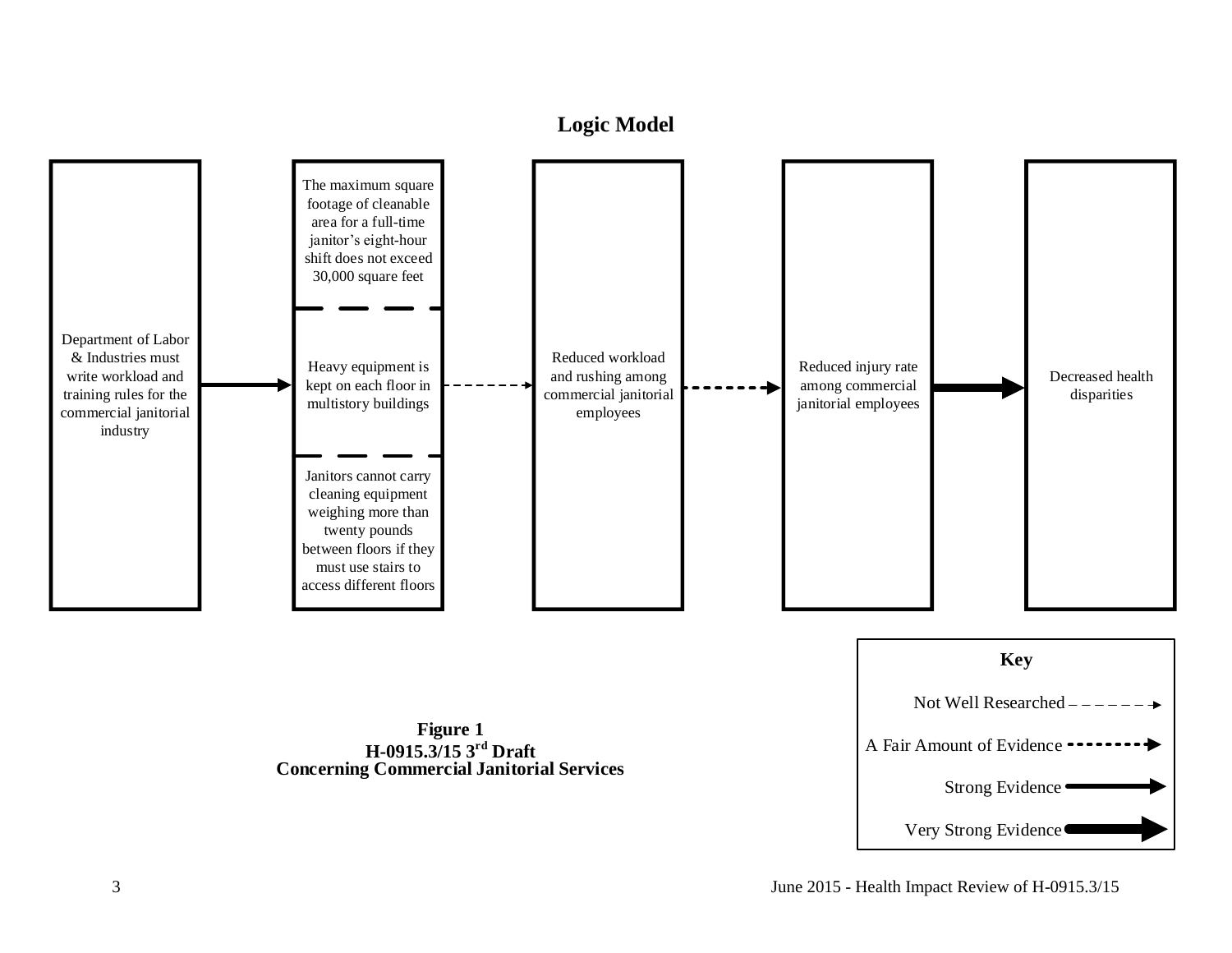## Logic Model

Department of Labor & Industries must write workload and training rules for the commercial janitorial industry

→ (Strong Evidence)

The maximum square footage of cleanable area for a full-time janitor's eight-hour shift does not exceed 30,000 square feet

Heavy equipment is kept on each floor in multistory buildings

Janitors cannot carry cleaning equipment weighing more than twenty pounds between floors if they must use stairs to access different floors

→ (Not Well Researched)

Reduced workload and rushing among commercial janitorial employees

→ (A Fair Amount of Evidence)

Reduced injury rate among commercial janitorial employees

→ (Very Strong Evidence)

Decreased health disparities

**Key**

- Not Well Researched
- A Fair Amount of Evidence
- Strong Evidence
- Very Strong Evidence

**Figure 1**
**H-0915.3/15 3rd Draft**
**Concerning Commercial Janitorial Services**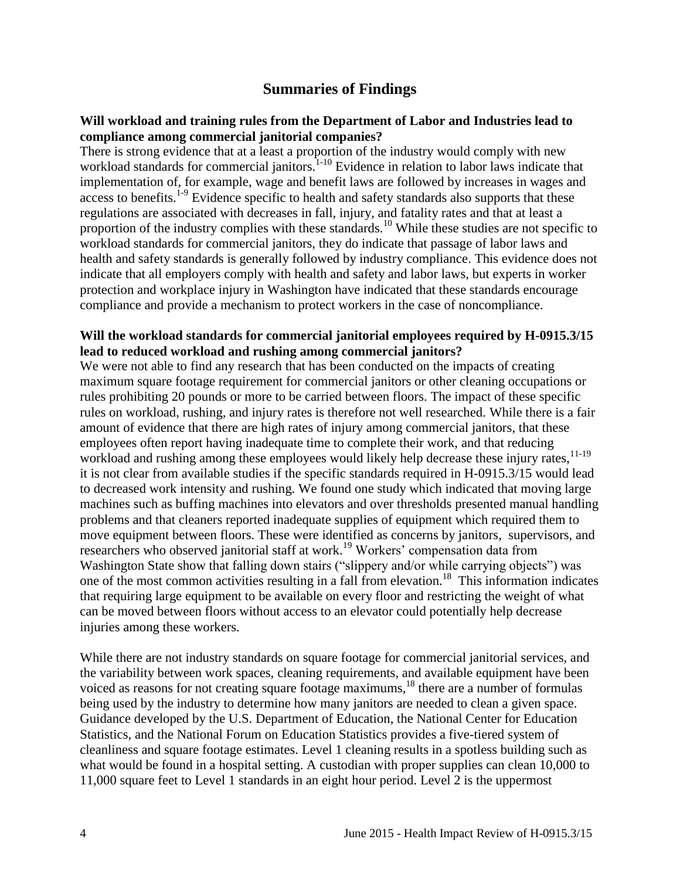## Summaries of Findings

**Will workload and training rules from the Department of Labor and Industries lead to compliance among commercial janitorial companies?**

There is strong evidence that at a least a proportion of the industry would comply with new workload standards for commercial janitors.[1-10] Evidence in relation to labor laws indicate that implementation of, for example, wage and benefit laws are followed by increases in wages and access to benefits.[1-9] Evidence specific to health and safety standards also supports that these regulations are associated with decreases in fall, injury, and fatality rates and that at least a proportion of the industry complies with these standards.[10] While these studies are not specific to workload standards for commercial janitors, they do indicate that passage of labor laws and health and safety standards is generally followed by industry compliance. This evidence does not indicate that all employers comply with health and safety and labor laws, but experts in worker protection and workplace injury in Washington have indicated that these standards encourage compliance and provide a mechanism to protect workers in the case of noncompliance.

**Will the workload standards for commercial janitorial employees required by H-0915.3/15 lead to reduced workload and rushing among commercial janitors?**

We were not able to find any research that has been conducted on the impacts of creating maximum square footage requirement for commercial janitors or other cleaning occupations or rules prohibiting 20 pounds or more to be carried between floors. The impact of these specific rules on workload, rushing, and injury rates is therefore not well researched. While there is a fair amount of evidence that there are high rates of injury among commercial janitors, that these employees often report having inadequate time to complete their work, and that reducing workload and rushing among these employees would likely help decrease these injury rates,[11-19] it is not clear from available studies if the specific standards required in H-0915.3/15 would lead to decreased work intensity and rushing. We found one study which indicated that moving large machines such as buffing machines into elevators and over thresholds presented manual handling problems and that cleaners reported inadequate supplies of equipment which required them to move equipment between floors. These were identified as concerns by janitors, supervisors, and researchers who observed janitorial staff at work.[19] Workers' compensation data from Washington State show that falling down stairs ("slippery and/or while carrying objects") was one of the most common activities resulting in a fall from elevation.[18] This information indicates that requiring large equipment to be available on every floor and restricting the weight of what can be moved between floors without access to an elevator could potentially help decrease injuries among these workers.

While there are not industry standards on square footage for commercial janitorial services, and the variability between work spaces, cleaning requirements, and available equipment have been voiced as reasons for not creating square footage maximums,[18] there are a number of formulas being used by the industry to determine how many janitors are needed to clean a given space. Guidance developed by the U.S. Department of Education, the National Center for Education Statistics, and the National Forum on Education Statistics provides a five-tiered system of cleanliness and square footage estimates. Level 1 cleaning results in a spotless building such as what would be found in a hospital setting. A custodian with proper supplies can clean 10,000 to 11,000 square feet to Level 1 standards in an eight hour period. Level 2 is the uppermost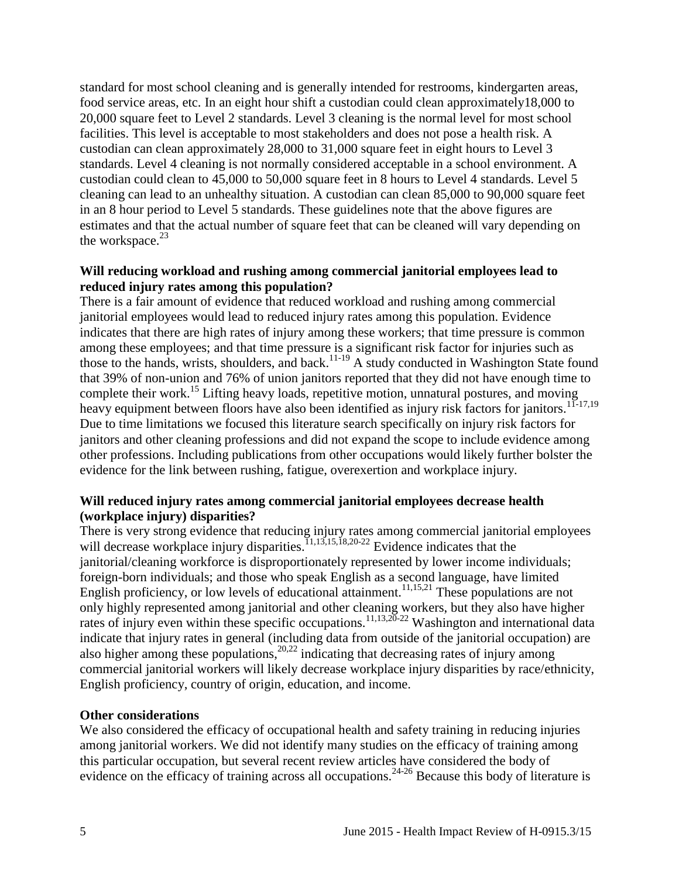standard for most school cleaning and is generally intended for restrooms, kindergarten areas, food service areas, etc. In an eight hour shift a custodian could clean approximately18,000 to 20,000 square feet to Level 2 standards. Level 3 cleaning is the normal level for most school facilities. This level is acceptable to most stakeholders and does not pose a health risk. A custodian can clean approximately 28,000 to 31,000 square feet in eight hours to Level 3 standards. Level 4 cleaning is not normally considered acceptable in a school environment. A custodian could clean to 45,000 to 50,000 square feet in 8 hours to Level 4 standards. Level 5 cleaning can lead to an unhealthy situation. A custodian can clean 85,000 to 90,000 square feet in an 8 hour period to Level 5 standards. These guidelines note that the above figures are estimates and that the actual number of square feet that can be cleaned will vary depending on the workspace.[23]

**Will reducing workload and rushing among commercial janitorial employees lead to reduced injury rates among this population?**

There is a fair amount of evidence that reduced workload and rushing among commercial janitorial employees would lead to reduced injury rates among this population. Evidence indicates that there are high rates of injury among these workers; that time pressure is common among these employees; and that time pressure is a significant risk factor for injuries such as those to the hands, wrists, shoulders, and back.[11-19] A study conducted in Washington State found that 39% of non-union and 76% of union janitors reported that they did not have enough time to complete their work.[15] Lifting heavy loads, repetitive motion, unnatural postures, and moving heavy equipment between floors have also been identified as injury risk factors for janitors.[11-17,19] Due to time limitations we focused this literature search specifically on injury risk factors for janitors and other cleaning professions and did not expand the scope to include evidence among other professions. Including publications from other occupations would likely further bolster the evidence for the link between rushing, fatigue, overexertion and workplace injury.

**Will reduced injury rates among commercial janitorial employees decrease health (workplace injury) disparities?**

There is very strong evidence that reducing injury rates among commercial janitorial employees will decrease workplace injury disparities.[11,13,15,18,20-22] Evidence indicates that the janitorial/cleaning workforce is disproportionately represented by lower income individuals; foreign-born individuals; and those who speak English as a second language, have limited English proficiency, or low levels of educational attainment.[11,15,21] These populations are not only highly represented among janitorial and other cleaning workers, but they also have higher rates of injury even within these specific occupations.[11,13,20-22] Washington and international data indicate that injury rates in general (including data from outside of the janitorial occupation) are also higher among these populations,[20,22] indicating that decreasing rates of injury among commercial janitorial workers will likely decrease workplace injury disparities by race/ethnicity, English proficiency, country of origin, education, and income.

**Other considerations**

We also considered the efficacy of occupational health and safety training in reducing injuries among janitorial workers. We did not identify many studies on the efficacy of training among this particular occupation, but several recent review articles have considered the body of evidence on the efficacy of training across all occupations.[24-26] Because this body of literature is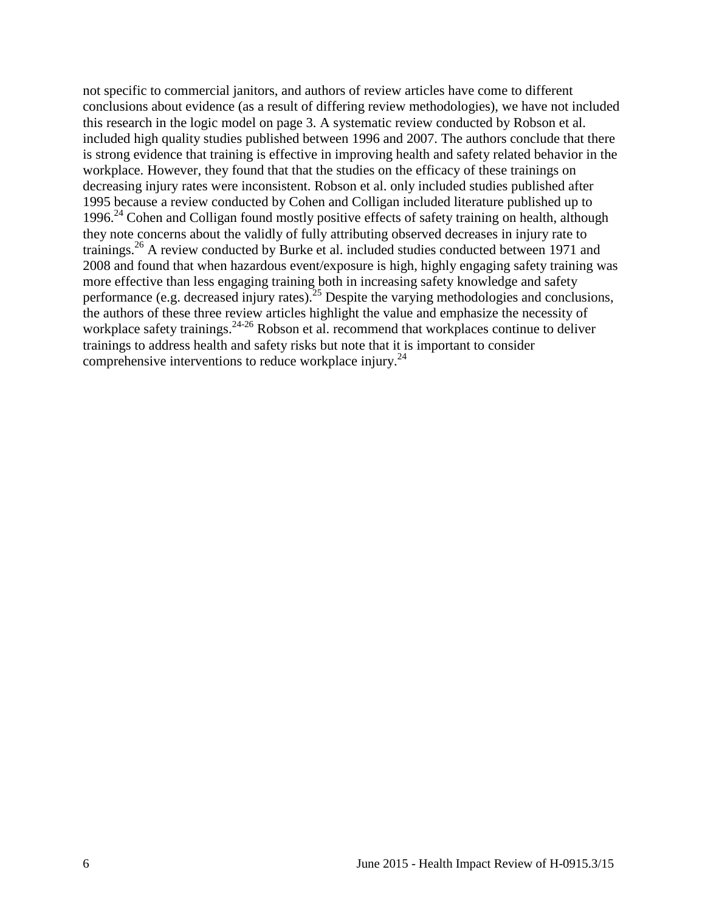not specific to commercial janitors, and authors of review articles have come to different conclusions about evidence (as a result of differing review methodologies), we have not included this research in the logic model on page 3. A systematic review conducted by Robson et al. included high quality studies published between 1996 and 2007. The authors conclude that there is strong evidence that training is effective in improving health and safety related behavior in the workplace. However, they found that that the studies on the efficacy of these trainings on decreasing injury rates were inconsistent. Robson et al. only included studies published after 1995 because a review conducted by Cohen and Colligan included literature published up to 1996.[24] Cohen and Colligan found mostly positive effects of safety training on health, although they note concerns about the validly of fully attributing observed decreases in injury rate to trainings.[26] A review conducted by Burke et al. included studies conducted between 1971 and 2008 and found that when hazardous event/exposure is high, highly engaging safety training was more effective than less engaging training both in increasing safety knowledge and safety performance (e.g. decreased injury rates).[25] Despite the varying methodologies and conclusions, the authors of these three review articles highlight the value and emphasize the necessity of workplace safety trainings.[24-26] Robson et al. recommend that workplaces continue to deliver trainings to address health and safety risks but note that it is important to consider comprehensive interventions to reduce workplace injury.[24]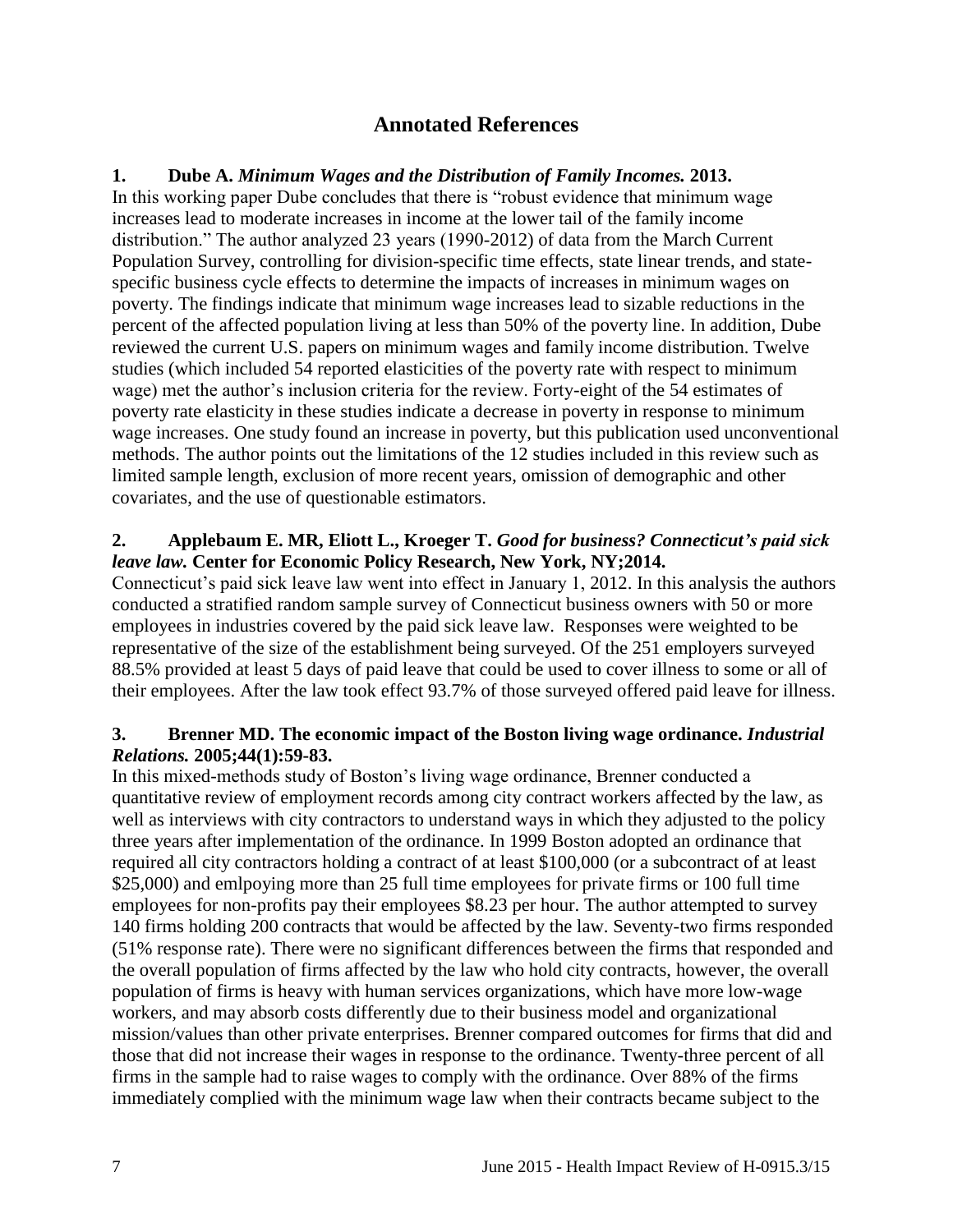## Annotated References

**1. Dube A. *Minimum Wages and the Distribution of Family Incomes.* 2013.**

In this working paper Dube concludes that there is "robust evidence that minimum wage increases lead to moderate increases in income at the lower tail of the family income distribution." The author analyzed 23 years (1990-2012) of data from the March Current Population Survey, controlling for division-specific time effects, state linear trends, and state-specific business cycle effects to determine the impacts of increases in minimum wages on poverty. The findings indicate that minimum wage increases lead to sizable reductions in the percent of the affected population living at less than 50% of the poverty line. In addition, Dube reviewed the current U.S. papers on minimum wages and family income distribution. Twelve studies (which included 54 reported elasticities of the poverty rate with respect to minimum wage) met the author's inclusion criteria for the review. Forty-eight of the 54 estimates of poverty rate elasticity in these studies indicate a decrease in poverty in response to minimum wage increases. One study found an increase in poverty, but this publication used unconventional methods. The author points out the limitations of the 12 studies included in this review such as limited sample length, exclusion of more recent years, omission of demographic and other covariates, and the use of questionable estimators.

**2. Applebaum E. MR, Eliott L., Kroeger T. *Good for business? Connecticut's paid sick leave law.* Center for Economic Policy Research, New York, NY;2014.**

Connecticut's paid sick leave law went into effect in January 1, 2012. In this analysis the authors conducted a stratified random sample survey of Connecticut business owners with 50 or more employees in industries covered by the paid sick leave law. Responses were weighted to be representative of the size of the establishment being surveyed. Of the 251 employers surveyed 88.5% provided at least 5 days of paid leave that could be used to cover illness to some or all of their employees. After the law took effect 93.7% of those surveyed offered paid leave for illness.

**3. Brenner MD. The economic impact of the Boston living wage ordinance. *Industrial Relations.* 2005;44(1):59-83.**

In this mixed-methods study of Boston's living wage ordinance, Brenner conducted a quantitative review of employment records among city contract workers affected by the law, as well as interviews with city contractors to understand ways in which they adjusted to the policy three years after implementation of the ordinance. In 1999 Boston adopted an ordinance that required all city contractors holding a contract of at least $100,000 (or a subcontract of at least $25,000) and emlpoying more than 25 full time employees for private firms or 100 full time employees for non-profits pay their employees $8.23 per hour. The author attempted to survey 140 firms holding 200 contracts that would be affected by the law. Seventy-two firms responded (51% response rate). There were no significant differences between the firms that responded and the overall population of firms affected by the law who hold city contracts, however, the overall population of firms is heavy with human services organizations, which have more low-wage workers, and may absorb costs differently due to their business model and organizational mission/values than other private enterprises. Brenner compared outcomes for firms that did and those that did not increase their wages in response to the ordinance. Twenty-three percent of all firms in the sample had to raise wages to comply with the ordinance. Over 88% of the firms immediately complied with the minimum wage law when their contracts became subject to the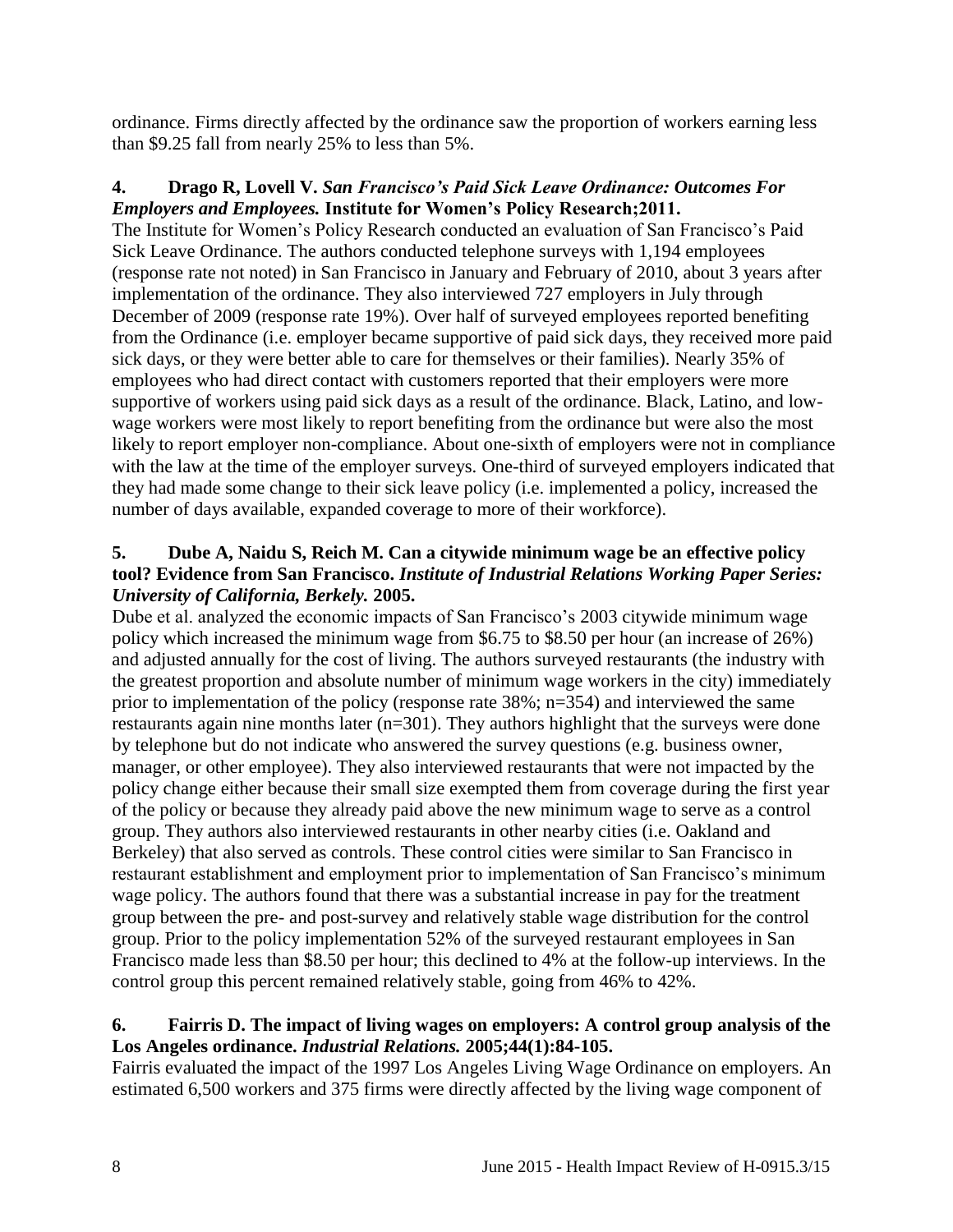ordinance. Firms directly affected by the ordinance saw the proportion of workers earning less than $9.25 fall from nearly 25% to less than 5%.

**4. Drago R, Lovell V. *San Francisco's Paid Sick Leave Ordinance: Outcomes For Employers and Employees.* Institute for Women's Policy Research;2011.**

The Institute for Women's Policy Research conducted an evaluation of San Francisco's Paid Sick Leave Ordinance. The authors conducted telephone surveys with 1,194 employees (response rate not noted) in San Francisco in January and February of 2010, about 3 years after implementation of the ordinance. They also interviewed 727 employers in July through December of 2009 (response rate 19%). Over half of surveyed employees reported benefiting from the Ordinance (i.e. employer became supportive of paid sick days, they received more paid sick days, or they were better able to care for themselves or their families). Nearly 35% of employees who had direct contact with customers reported that their employers were more supportive of workers using paid sick days as a result of the ordinance. Black, Latino, and low-wage workers were most likely to report benefiting from the ordinance but were also the most likely to report employer non-compliance. About one-sixth of employers were not in compliance with the law at the time of the employer surveys. One-third of surveyed employers indicated that they had made some change to their sick leave policy (i.e. implemented a policy, increased the number of days available, expanded coverage to more of their workforce).

**5. Dube A, Naidu S, Reich M. Can a citywide minimum wage be an effective policy tool? Evidence from San Francisco. *Institute of Industrial Relations Working Paper Series: University of California, Berkely.* 2005.**

Dube et al. analyzed the economic impacts of San Francisco's 2003 citywide minimum wage policy which increased the minimum wage from $6.75 to $8.50 per hour (an increase of 26%) and adjusted annually for the cost of living. The authors surveyed restaurants (the industry with the greatest proportion and absolute number of minimum wage workers in the city) immediately prior to implementation of the policy (response rate 38%; n=354) and interviewed the same restaurants again nine months later (n=301). They authors highlight that the surveys were done by telephone but do not indicate who answered the survey questions (e.g. business owner, manager, or other employee). They also interviewed restaurants that were not impacted by the policy change either because their small size exempted them from coverage during the first year of the policy or because they already paid above the new minimum wage to serve as a control group. They authors also interviewed restaurants in other nearby cities (i.e. Oakland and Berkeley) that also served as controls. These control cities were similar to San Francisco in restaurant establishment and employment prior to implementation of San Francisco's minimum wage policy. The authors found that there was a substantial increase in pay for the treatment group between the pre- and post-survey and relatively stable wage distribution for the control group. Prior to the policy implementation 52% of the surveyed restaurant employees in San Francisco made less than $8.50 per hour; this declined to 4% at the follow-up interviews. In the control group this percent remained relatively stable, going from 46% to 42%.

**6. Fairris D. The impact of living wages on employers: A control group analysis of the Los Angeles ordinance. *Industrial Relations.* 2005;44(1):84-105.**

Fairris evaluated the impact of the 1997 Los Angeles Living Wage Ordinance on employers. An estimated 6,500 workers and 375 firms were directly affected by the living wage component of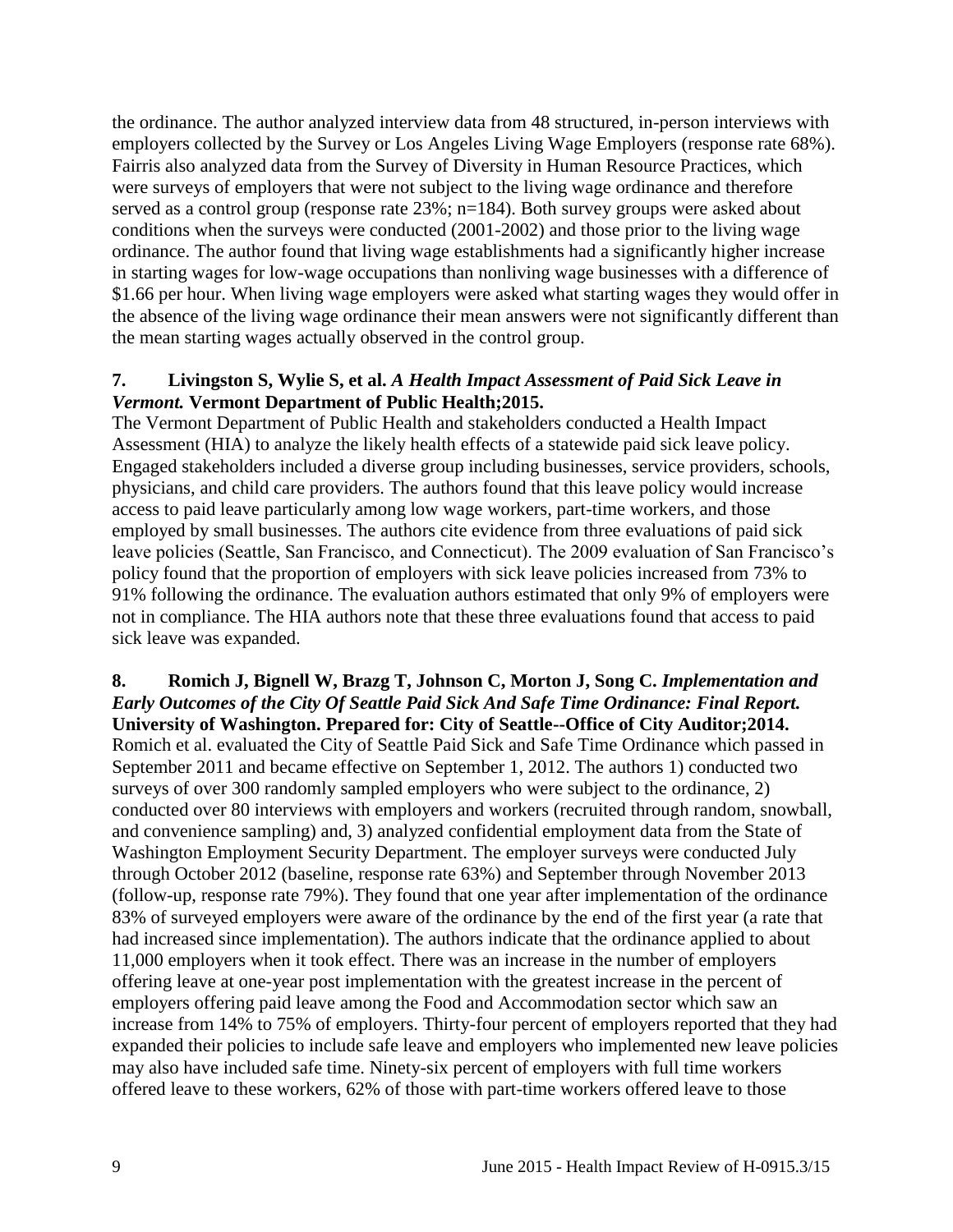the ordinance. The author analyzed interview data from 48 structured, in-person interviews with employers collected by the Survey or Los Angeles Living Wage Employers (response rate 68%). Fairris also analyzed data from the Survey of Diversity in Human Resource Practices, which were surveys of employers that were not subject to the living wage ordinance and therefore served as a control group (response rate 23%; n=184). Both survey groups were asked about conditions when the surveys were conducted (2001-2002) and those prior to the living wage ordinance. The author found that living wage establishments had a significantly higher increase in starting wages for low-wage occupations than nonliving wage businesses with a difference of $1.66 per hour. When living wage employers were asked what starting wages they would offer in the absence of the living wage ordinance their mean answers were not significantly different than the mean starting wages actually observed in the control group.

**7. Livingston S, Wylie S, et al. *A Health Impact Assessment of Paid Sick Leave in Vermont.* Vermont Department of Public Health;2015.**

The Vermont Department of Public Health and stakeholders conducted a Health Impact Assessment (HIA) to analyze the likely health effects of a statewide paid sick leave policy. Engaged stakeholders included a diverse group including businesses, service providers, schools, physicians, and child care providers. The authors found that this leave policy would increase access to paid leave particularly among low wage workers, part-time workers, and those employed by small businesses. The authors cite evidence from three evaluations of paid sick leave policies (Seattle, San Francisco, and Connecticut). The 2009 evaluation of San Francisco's policy found that the proportion of employers with sick leave policies increased from 73% to 91% following the ordinance. The evaluation authors estimated that only 9% of employers were not in compliance. The HIA authors note that these three evaluations found that access to paid sick leave was expanded.

**8. Romich J, Bignell W, Brazg T, Johnson C, Morton J, Song C. *Implementation and Early Outcomes of the City Of Seattle Paid Sick And Safe Time Ordinance: Final Report.* University of Washington. Prepared for: City of Seattle--Office of City Auditor;2014.**

Romich et al. evaluated the City of Seattle Paid Sick and Safe Time Ordinance which passed in September 2011 and became effective on September 1, 2012. The authors 1) conducted two surveys of over 300 randomly sampled employers who were subject to the ordinance, 2) conducted over 80 interviews with employers and workers (recruited through random, snowball, and convenience sampling) and, 3) analyzed confidential employment data from the State of Washington Employment Security Department. The employer surveys were conducted July through October 2012 (baseline, response rate 63%) and September through November 2013 (follow-up, response rate 79%). They found that one year after implementation of the ordinance 83% of surveyed employers were aware of the ordinance by the end of the first year (a rate that had increased since implementation). The authors indicate that the ordinance applied to about 11,000 employers when it took effect. There was an increase in the number of employers offering leave at one-year post implementation with the greatest increase in the percent of employers offering paid leave among the Food and Accommodation sector which saw an increase from 14% to 75% of employers. Thirty-four percent of employers reported that they had expanded their policies to include safe leave and employers who implemented new leave policies may also have included safe time. Ninety-six percent of employers with full time workers offered leave to these workers, 62% of those with part-time workers offered leave to those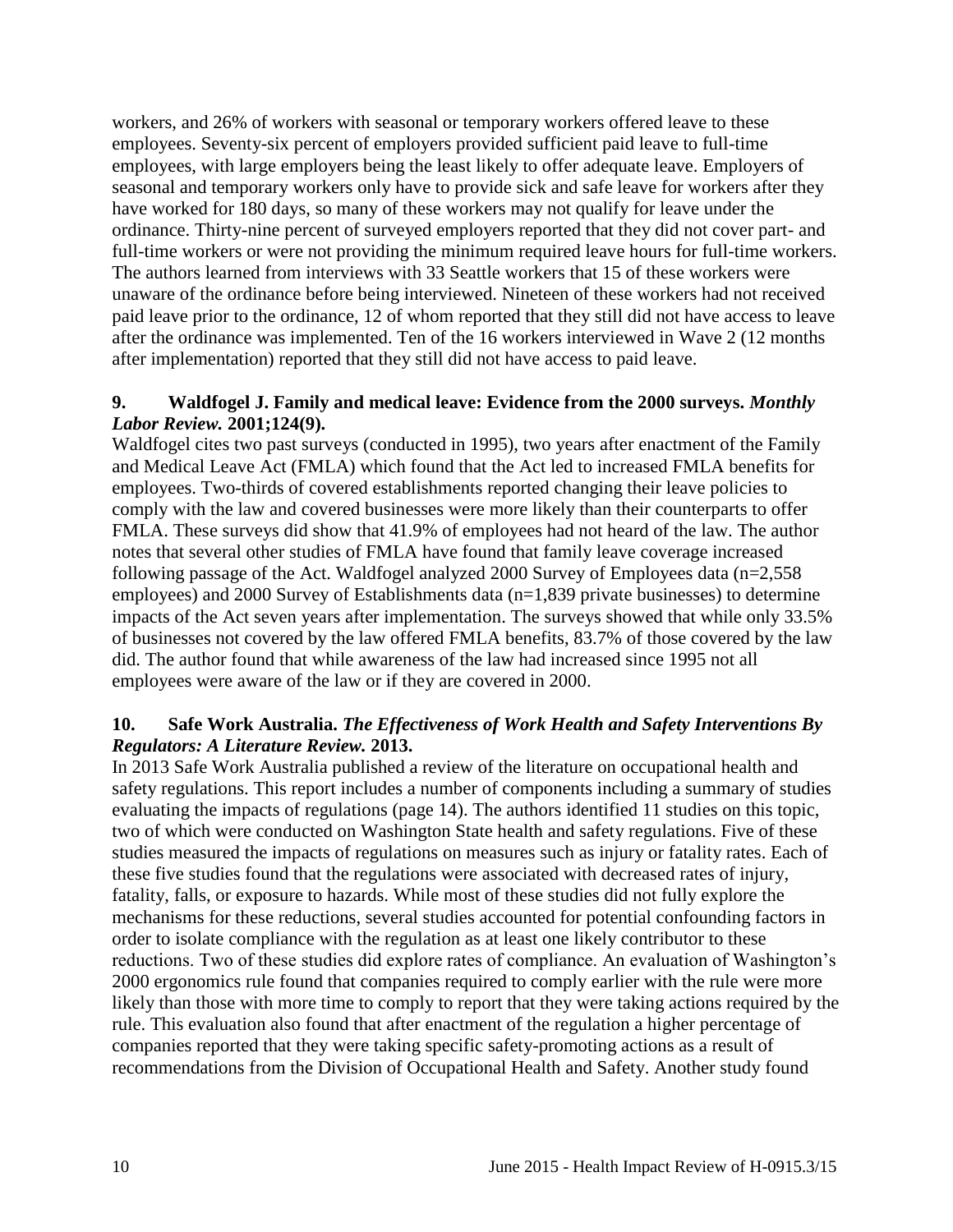workers, and 26% of workers with seasonal or temporary workers offered leave to these employees. Seventy-six percent of employers provided sufficient paid leave to full-time employees, with large employers being the least likely to offer adequate leave. Employers of seasonal and temporary workers only have to provide sick and safe leave for workers after they have worked for 180 days, so many of these workers may not qualify for leave under the ordinance. Thirty-nine percent of surveyed employers reported that they did not cover part- and full-time workers or were not providing the minimum required leave hours for full-time workers. The authors learned from interviews with 33 Seattle workers that 15 of these workers were unaware of the ordinance before being interviewed. Nineteen of these workers had not received paid leave prior to the ordinance, 12 of whom reported that they still did not have access to leave after the ordinance was implemented. Ten of the 16 workers interviewed in Wave 2 (12 months after implementation) reported that they still did not have access to paid leave.

### 9. Waldfogel J. Family and medical leave: Evidence from the 2000 surveys. *Monthly Labor Review.* 2001;124(9).

Waldfogel cites two past surveys (conducted in 1995), two years after enactment of the Family and Medical Leave Act (FMLA) which found that the Act led to increased FMLA benefits for employees. Two-thirds of covered establishments reported changing their leave policies to comply with the law and covered businesses were more likely than their counterparts to offer FMLA. These surveys did show that 41.9% of employees had not heard of the law. The author notes that several other studies of FMLA have found that family leave coverage increased following passage of the Act. Waldfogel analyzed 2000 Survey of Employees data (n=2,558 employees) and 2000 Survey of Establishments data (n=1,839 private businesses) to determine impacts of the Act seven years after implementation. The surveys showed that while only 33.5% of businesses not covered by the law offered FMLA benefits, 83.7% of those covered by the law did. The author found that while awareness of the law had increased since 1995 not all employees were aware of the law or if they are covered in 2000.

### 10. Safe Work Australia. *The Effectiveness of Work Health and Safety Interventions By Regulators: A Literature Review.* 2013.

In 2013 Safe Work Australia published a review of the literature on occupational health and safety regulations. This report includes a number of components including a summary of studies evaluating the impacts of regulations (page 14). The authors identified 11 studies on this topic, two of which were conducted on Washington State health and safety regulations. Five of these studies measured the impacts of regulations on measures such as injury or fatality rates. Each of these five studies found that the regulations were associated with decreased rates of injury, fatality, falls, or exposure to hazards. While most of these studies did not fully explore the mechanisms for these reductions, several studies accounted for potential confounding factors in order to isolate compliance with the regulation as at least one likely contributor to these reductions. Two of these studies did explore rates of compliance. An evaluation of Washington's 2000 ergonomics rule found that companies required to comply earlier with the rule were more likely than those with more time to comply to report that they were taking actions required by the rule. This evaluation also found that after enactment of the regulation a higher percentage of companies reported that they were taking specific safety-promoting actions as a result of recommendations from the Division of Occupational Health and Safety. Another study found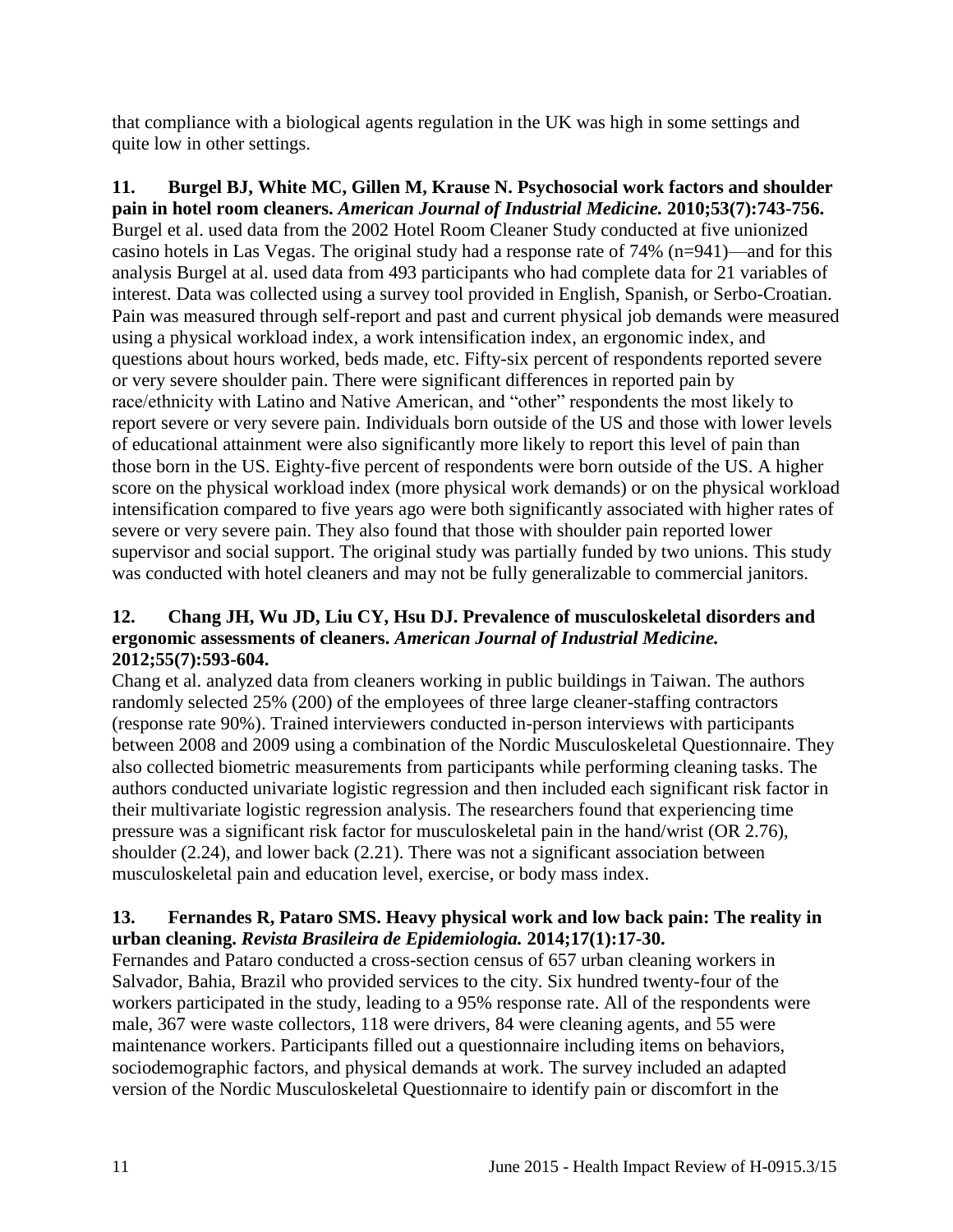that compliance with a biological agents regulation in the UK was high in some settings and quite low in other settings.

**11. Burgel BJ, White MC, Gillen M, Krause N. Psychosocial work factors and shoulder pain in hotel room cleaners. *American Journal of Industrial Medicine.* 2010;53(7):743-756.**
Burgel et al. used data from the 2002 Hotel Room Cleaner Study conducted at five unionized casino hotels in Las Vegas. The original study had a response rate of 74% (n=941)—and for this analysis Burgel at al. used data from 493 participants who had complete data for 21 variables of interest. Data was collected using a survey tool provided in English, Spanish, or Serbo-Croatian. Pain was measured through self-report and past and current physical job demands were measured using a physical workload index, a work intensification index, an ergonomic index, and questions about hours worked, beds made, etc. Fifty-six percent of respondents reported severe or very severe shoulder pain. There were significant differences in reported pain by race/ethnicity with Latino and Native American, and "other" respondents the most likely to report severe or very severe pain. Individuals born outside of the US and those with lower levels of educational attainment were also significantly more likely to report this level of pain than those born in the US. Eighty-five percent of respondents were born outside of the US. A higher score on the physical workload index (more physical work demands) or on the physical workload intensification compared to five years ago were both significantly associated with higher rates of severe or very severe pain. They also found that those with shoulder pain reported lower supervisor and social support. The original study was partially funded by two unions. This study was conducted with hotel cleaners and may not be fully generalizable to commercial janitors.

**12. Chang JH, Wu JD, Liu CY, Hsu DJ. Prevalence of musculoskeletal disorders and ergonomic assessments of cleaners. *American Journal of Industrial Medicine.* 2012;55(7):593-604.**
Chang et al. analyzed data from cleaners working in public buildings in Taiwan. The authors randomly selected 25% (200) of the employees of three large cleaner-staffing contractors (response rate 90%). Trained interviewers conducted in-person interviews with participants between 2008 and 2009 using a combination of the Nordic Musculoskeletal Questionnaire. They also collected biometric measurements from participants while performing cleaning tasks. The authors conducted univariate logistic regression and then included each significant risk factor in their multivariate logistic regression analysis. The researchers found that experiencing time pressure was a significant risk factor for musculoskeletal pain in the hand/wrist (OR 2.76), shoulder (2.24), and lower back (2.21). There was not a significant association between musculoskeletal pain and education level, exercise, or body mass index.

**13. Fernandes R, Pataro SMS. Heavy physical work and low back pain: The reality in urban cleaning. *Revista Brasileira de Epidemiologia.* 2014;17(1):17-30.**
Fernandes and Pataro conducted a cross-section census of 657 urban cleaning workers in Salvador, Bahia, Brazil who provided services to the city. Six hundred twenty-four of the workers participated in the study, leading to a 95% response rate. All of the respondents were male, 367 were waste collectors, 118 were drivers, 84 were cleaning agents, and 55 were maintenance workers. Participants filled out a questionnaire including items on behaviors, sociodemographic factors, and physical demands at work. The survey included an adapted version of the Nordic Musculoskeletal Questionnaire to identify pain or discomfort in the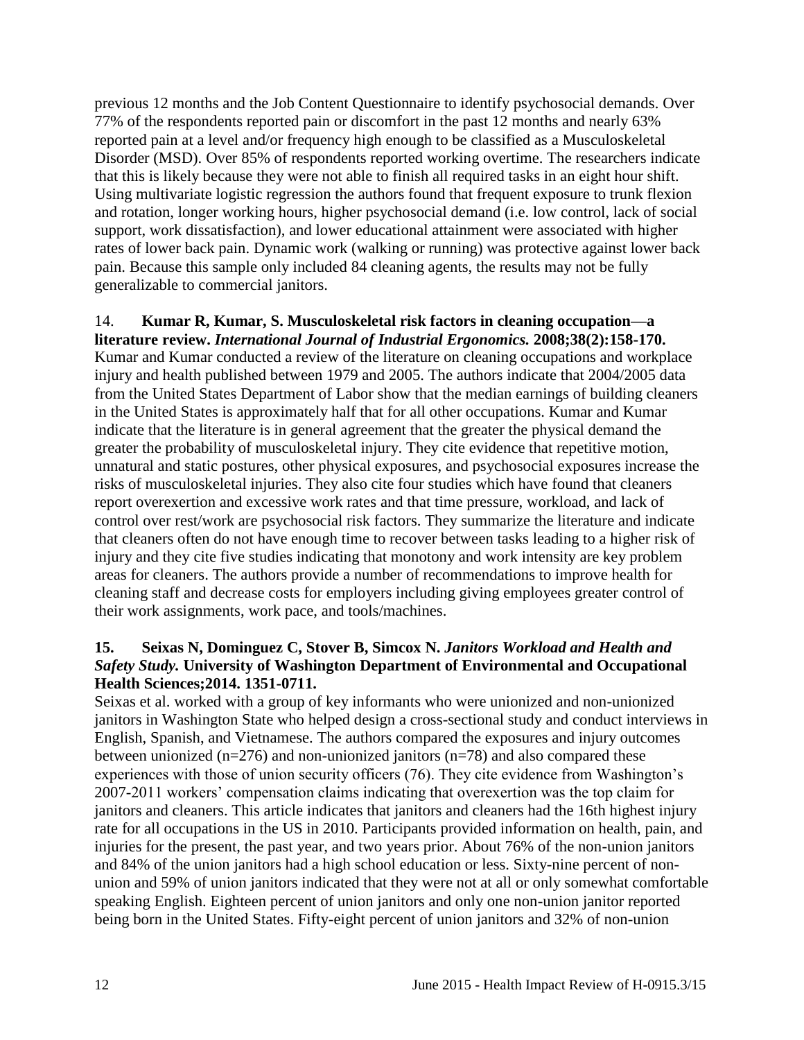previous 12 months and the Job Content Questionnaire to identify psychosocial demands. Over 77% of the respondents reported pain or discomfort in the past 12 months and nearly 63% reported pain at a level and/or frequency high enough to be classified as a Musculoskeletal Disorder (MSD). Over 85% of respondents reported working overtime. The researchers indicate that this is likely because they were not able to finish all required tasks in an eight hour shift. Using multivariate logistic regression the authors found that frequent exposure to trunk flexion and rotation, longer working hours, higher psychosocial demand (i.e. low control, lack of social support, work dissatisfaction), and lower educational attainment were associated with higher rates of lower back pain. Dynamic work (walking or running) was protective against lower back pain. Because this sample only included 84 cleaning agents, the results may not be fully generalizable to commercial janitors.

14. **Kumar R, Kumar, S. Musculoskeletal risk factors in cleaning occupation—a literature review. *International Journal of Industrial Ergonomics.* 2008;38(2):158-170.**
Kumar and Kumar conducted a review of the literature on cleaning occupations and workplace injury and health published between 1979 and 2005. The authors indicate that 2004/2005 data from the United States Department of Labor show that the median earnings of building cleaners in the United States is approximately half that for all other occupations. Kumar and Kumar indicate that the literature is in general agreement that the greater the physical demand the greater the probability of musculoskeletal injury. They cite evidence that repetitive motion, unnatural and static postures, other physical exposures, and psychosocial exposures increase the risks of musculoskeletal injuries. They also cite four studies which have found that cleaners report overexertion and excessive work rates and that time pressure, workload, and lack of control over rest/work are psychosocial risk factors. They summarize the literature and indicate that cleaners often do not have enough time to recover between tasks leading to a higher risk of injury and they cite five studies indicating that monotony and work intensity are key problem areas for cleaners. The authors provide a number of recommendations to improve health for cleaning staff and decrease costs for employers including giving employees greater control of their work assignments, work pace, and tools/machines.

**15. Seixas N, Dominguez C, Stover B, Simcox N. *Janitors Workload and Health and Safety Study.* University of Washington Department of Environmental and Occupational Health Sciences;2014. 1351-0711.**
Seixas et al. worked with a group of key informants who were unionized and non-unionized janitors in Washington State who helped design a cross-sectional study and conduct interviews in English, Spanish, and Vietnamese. The authors compared the exposures and injury outcomes between unionized (n=276) and non-unionized janitors (n=78) and also compared these experiences with those of union security officers (76). They cite evidence from Washington's 2007-2011 workers' compensation claims indicating that overexertion was the top claim for janitors and cleaners. This article indicates that janitors and cleaners had the 16th highest injury rate for all occupations in the US in 2010. Participants provided information on health, pain, and injuries for the present, the past year, and two years prior. About 76% of the non-union janitors and 84% of the union janitors had a high school education or less. Sixty-nine percent of non-union and 59% of union janitors indicated that they were not at all or only somewhat comfortable speaking English. Eighteen percent of union janitors and only one non-union janitor reported being born in the United States. Fifty-eight percent of union janitors and 32% of non-union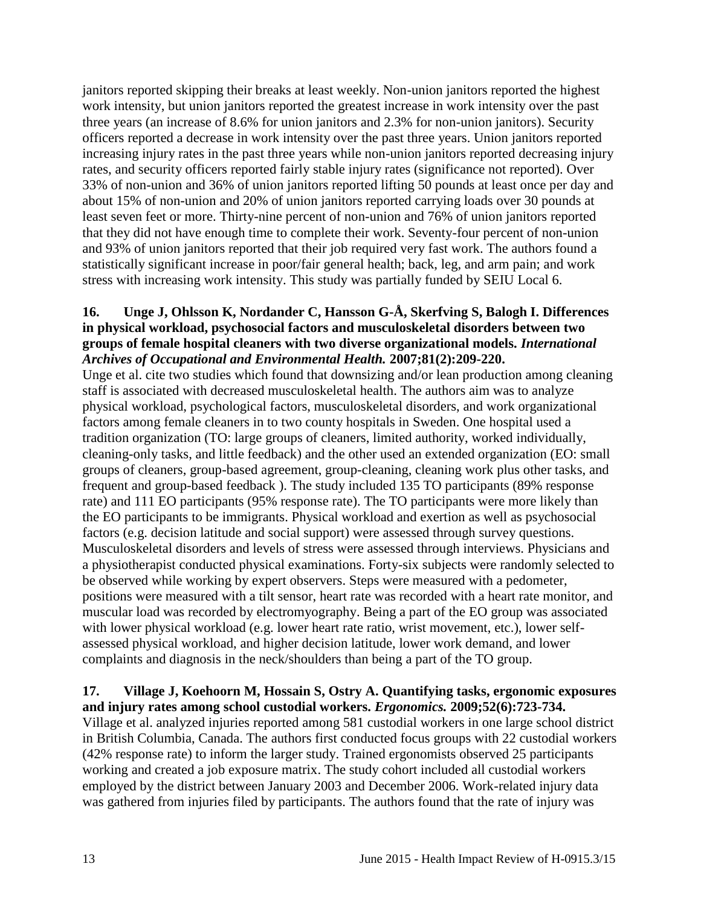janitors reported skipping their breaks at least weekly. Non-union janitors reported the highest work intensity, but union janitors reported the greatest increase in work intensity over the past three years (an increase of 8.6% for union janitors and 2.3% for non-union janitors). Security officers reported a decrease in work intensity over the past three years. Union janitors reported increasing injury rates in the past three years while non-union janitors reported decreasing injury rates, and security officers reported fairly stable injury rates (significance not reported). Over 33% of non-union and 36% of union janitors reported lifting 50 pounds at least once per day and about 15% of non-union and 20% of union janitors reported carrying loads over 30 pounds at least seven feet or more. Thirty-nine percent of non-union and 76% of union janitors reported that they did not have enough time to complete their work. Seventy-four percent of non-union and 93% of union janitors reported that their job required very fast work. The authors found a statistically significant increase in poor/fair general health; back, leg, and arm pain; and work stress with increasing work intensity. This study was partially funded by SEIU Local 6.

**16. Unge J, Ohlsson K, Nordander C, Hansson G-Å, Skerfving S, Balogh I. Differences in physical workload, psychosocial factors and musculoskeletal disorders between two groups of female hospital cleaners with two diverse organizational models. *International Archives of Occupational and Environmental Health.* 2007;81(2):209-220.**

Unge et al. cite two studies which found that downsizing and/or lean production among cleaning staff is associated with decreased musculoskeletal health. The authors aim was to analyze physical workload, psychological factors, musculoskeletal disorders, and work organizational factors among female cleaners in to two county hospitals in Sweden. One hospital used a tradition organization (TO: large groups of cleaners, limited authority, worked individually, cleaning-only tasks, and little feedback) and the other used an extended organization (EO: small groups of cleaners, group-based agreement, group-cleaning, cleaning work plus other tasks, and frequent and group-based feedback ). The study included 135 TO participants (89% response rate) and 111 EO participants (95% response rate). The TO participants were more likely than the EO participants to be immigrants. Physical workload and exertion as well as psychosocial factors (e.g. decision latitude and social support) were assessed through survey questions. Musculoskeletal disorders and levels of stress were assessed through interviews. Physicians and a physiotherapist conducted physical examinations. Forty-six subjects were randomly selected to be observed while working by expert observers. Steps were measured with a pedometer, positions were measured with a tilt sensor, heart rate was recorded with a heart rate monitor, and muscular load was recorded by electromyography. Being a part of the EO group was associated with lower physical workload (e.g. lower heart rate ratio, wrist movement, etc.), lower self-assessed physical workload, and higher decision latitude, lower work demand, and lower complaints and diagnosis in the neck/shoulders than being a part of the TO group.

**17. Village J, Koehoorn M, Hossain S, Ostry A. Quantifying tasks, ergonomic exposures and injury rates among school custodial workers. *Ergonomics.* 2009;52(6):723-734.**

Village et al. analyzed injuries reported among 581 custodial workers in one large school district in British Columbia, Canada. The authors first conducted focus groups with 22 custodial workers (42% response rate) to inform the larger study. Trained ergonomists observed 25 participants working and created a job exposure matrix. The study cohort included all custodial workers employed by the district between January 2003 and December 2006. Work-related injury data was gathered from injuries filed by participants. The authors found that the rate of injury was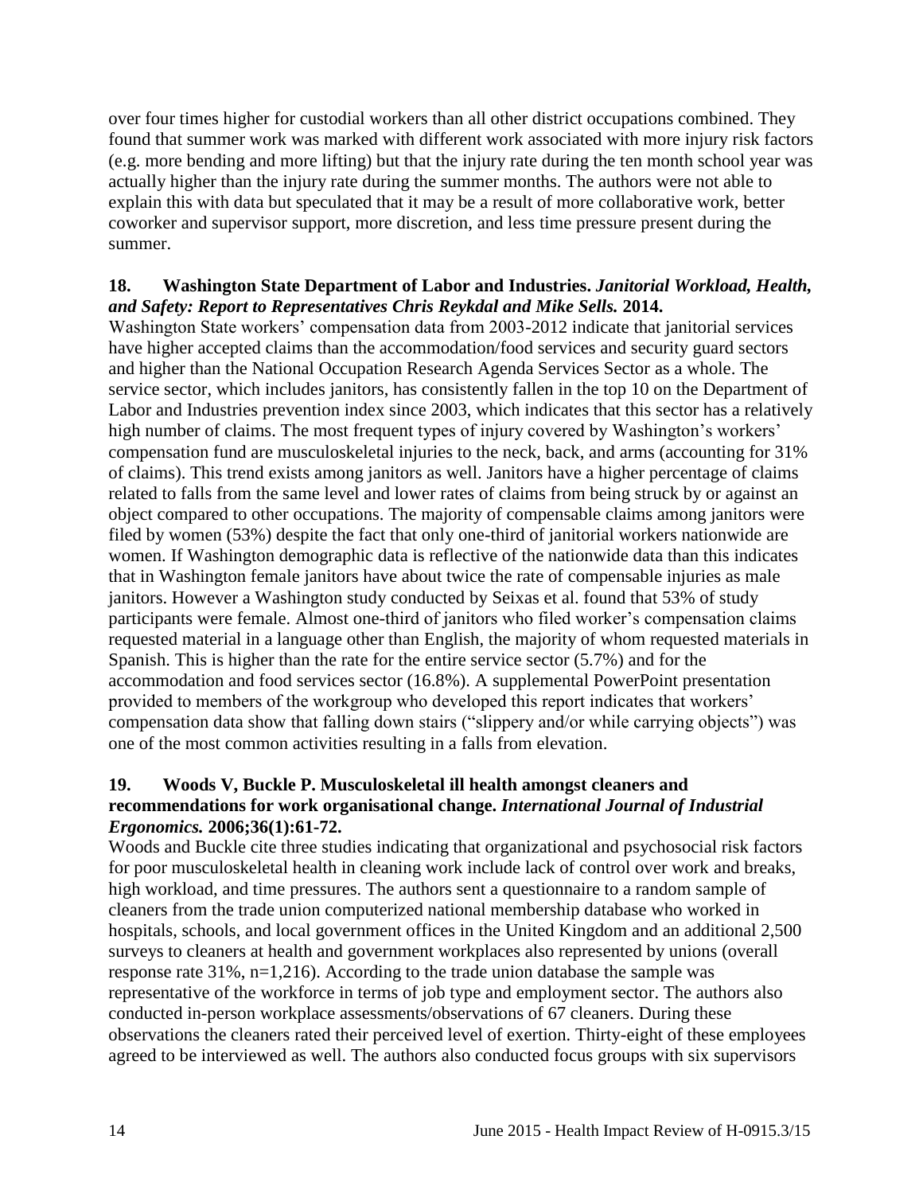over four times higher for custodial workers than all other district occupations combined. They found that summer work was marked with different work associated with more injury risk factors (e.g. more bending and more lifting) but that the injury rate during the ten month school year was actually higher than the injury rate during the summer months. The authors were not able to explain this with data but speculated that it may be a result of more collaborative work, better coworker and supervisor support, more discretion, and less time pressure present during the summer.

**18. Washington State Department of Labor and Industries. *Janitorial Workload, Health, and Safety: Report to Representatives Chris Reykdal and Mike Sells.* 2014.**

Washington State workers' compensation data from 2003-2012 indicate that janitorial services have higher accepted claims than the accommodation/food services and security guard sectors and higher than the National Occupation Research Agenda Services Sector as a whole. The service sector, which includes janitors, has consistently fallen in the top 10 on the Department of Labor and Industries prevention index since 2003, which indicates that this sector has a relatively high number of claims. The most frequent types of injury covered by Washington's workers' compensation fund are musculoskeletal injuries to the neck, back, and arms (accounting for 31% of claims). This trend exists among janitors as well. Janitors have a higher percentage of claims related to falls from the same level and lower rates of claims from being struck by or against an object compared to other occupations. The majority of compensable claims among janitors were filed by women (53%) despite the fact that only one-third of janitorial workers nationwide are women. If Washington demographic data is reflective of the nationwide data than this indicates that in Washington female janitors have about twice the rate of compensable injuries as male janitors. However a Washington study conducted by Seixas et al. found that 53% of study participants were female. Almost one-third of janitors who filed worker's compensation claims requested material in a language other than English, the majority of whom requested materials in Spanish. This is higher than the rate for the entire service sector (5.7%) and for the accommodation and food services sector (16.8%). A supplemental PowerPoint presentation provided to members of the workgroup who developed this report indicates that workers' compensation data show that falling down stairs ("slippery and/or while carrying objects") was one of the most common activities resulting in a falls from elevation.

**19. Woods V, Buckle P. Musculoskeletal ill health amongst cleaners and recommendations for work organisational change. *International Journal of Industrial Ergonomics.* 2006;36(1):61-72.**

Woods and Buckle cite three studies indicating that organizational and psychosocial risk factors for poor musculoskeletal health in cleaning work include lack of control over work and breaks, high workload, and time pressures. The authors sent a questionnaire to a random sample of cleaners from the trade union computerized national membership database who worked in hospitals, schools, and local government offices in the United Kingdom and an additional 2,500 surveys to cleaners at health and government workplaces also represented by unions (overall response rate 31%, n=1,216). According to the trade union database the sample was representative of the workforce in terms of job type and employment sector. The authors also conducted in-person workplace assessments/observations of 67 cleaners. During these observations the cleaners rated their perceived level of exertion. Thirty-eight of these employees agreed to be interviewed as well. The authors also conducted focus groups with six supervisors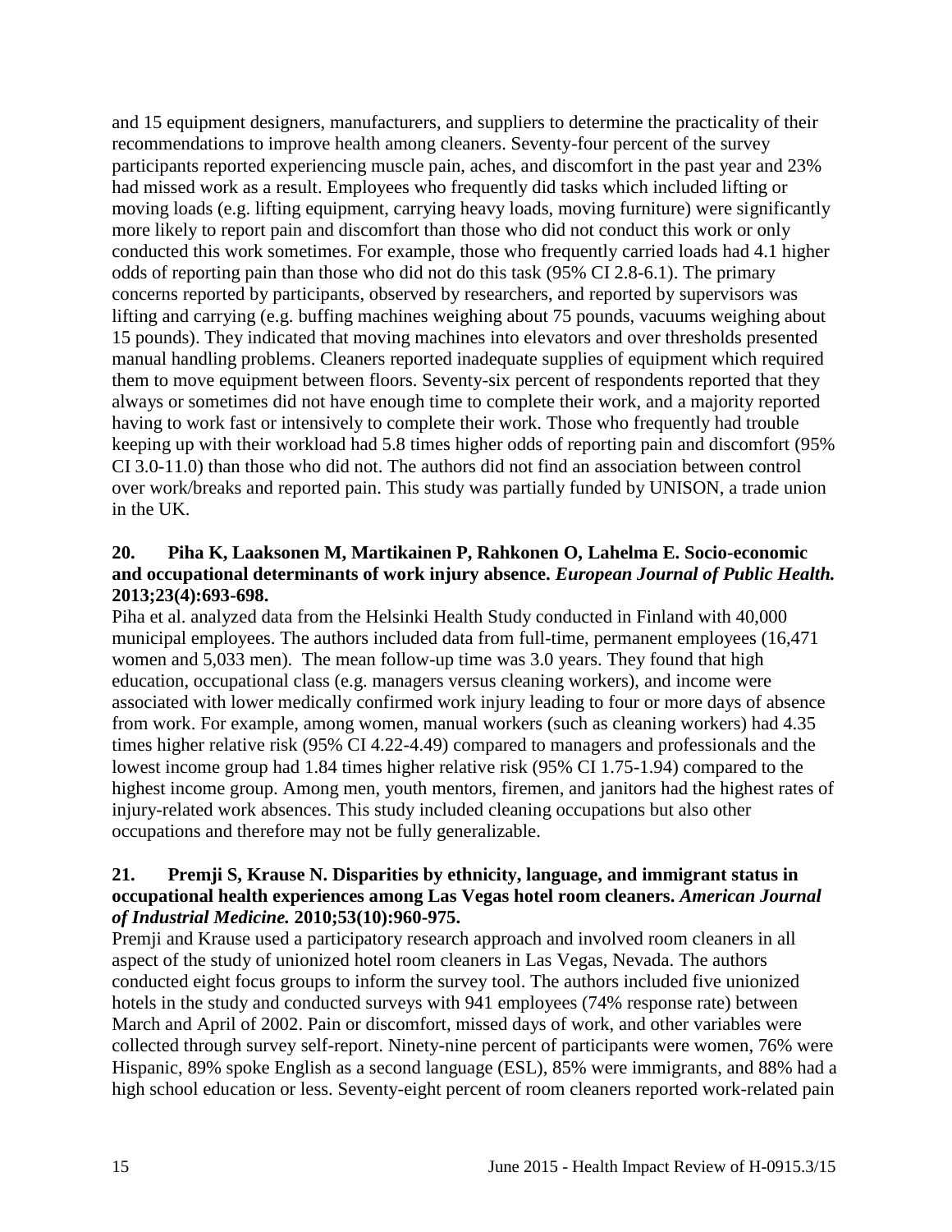and 15 equipment designers, manufacturers, and suppliers to determine the practicality of their recommendations to improve health among cleaners. Seventy-four percent of the survey participants reported experiencing muscle pain, aches, and discomfort in the past year and 23% had missed work as a result. Employees who frequently did tasks which included lifting or moving loads (e.g. lifting equipment, carrying heavy loads, moving furniture) were significantly more likely to report pain and discomfort than those who did not conduct this work or only conducted this work sometimes. For example, those who frequently carried loads had 4.1 higher odds of reporting pain than those who did not do this task (95% CI 2.8-6.1). The primary concerns reported by participants, observed by researchers, and reported by supervisors was lifting and carrying (e.g. buffing machines weighing about 75 pounds, vacuums weighing about 15 pounds). They indicated that moving machines into elevators and over thresholds presented manual handling problems. Cleaners reported inadequate supplies of equipment which required them to move equipment between floors. Seventy-six percent of respondents reported that they always or sometimes did not have enough time to complete their work, and a majority reported having to work fast or intensively to complete their work. Those who frequently had trouble keeping up with their workload had 5.8 times higher odds of reporting pain and discomfort (95% CI 3.0-11.0) than those who did not. The authors did not find an association between control over work/breaks and reported pain. This study was partially funded by UNISON, a trade union in the UK.

**20. Piha K, Laaksonen M, Martikainen P, Rahkonen O, Lahelma E. Socio-economic and occupational determinants of work injury absence. *European Journal of Public Health.* 2013;23(4):693-698.**

Piha et al. analyzed data from the Helsinki Health Study conducted in Finland with 40,000 municipal employees. The authors included data from full-time, permanent employees (16,471 women and 5,033 men). The mean follow-up time was 3.0 years. They found that high education, occupational class (e.g. managers versus cleaning workers), and income were associated with lower medically confirmed work injury leading to four or more days of absence from work. For example, among women, manual workers (such as cleaning workers) had 4.35 times higher relative risk (95% CI 4.22-4.49) compared to managers and professionals and the lowest income group had 1.84 times higher relative risk (95% CI 1.75-1.94) compared to the highest income group. Among men, youth mentors, firemen, and janitors had the highest rates of injury-related work absences. This study included cleaning occupations but also other occupations and therefore may not be fully generalizable.

**21. Premji S, Krause N. Disparities by ethnicity, language, and immigrant status in occupational health experiences among Las Vegas hotel room cleaners. *American Journal of Industrial Medicine.* 2010;53(10):960-975.**

Premji and Krause used a participatory research approach and involved room cleaners in all aspect of the study of unionized hotel room cleaners in Las Vegas, Nevada. The authors conducted eight focus groups to inform the survey tool. The authors included five unionized hotels in the study and conducted surveys with 941 employees (74% response rate) between March and April of 2002. Pain or discomfort, missed days of work, and other variables were collected through survey self-report. Ninety-nine percent of participants were women, 76% were Hispanic, 89% spoke English as a second language (ESL), 85% were immigrants, and 88% had a high school education or less. Seventy-eight percent of room cleaners reported work-related pain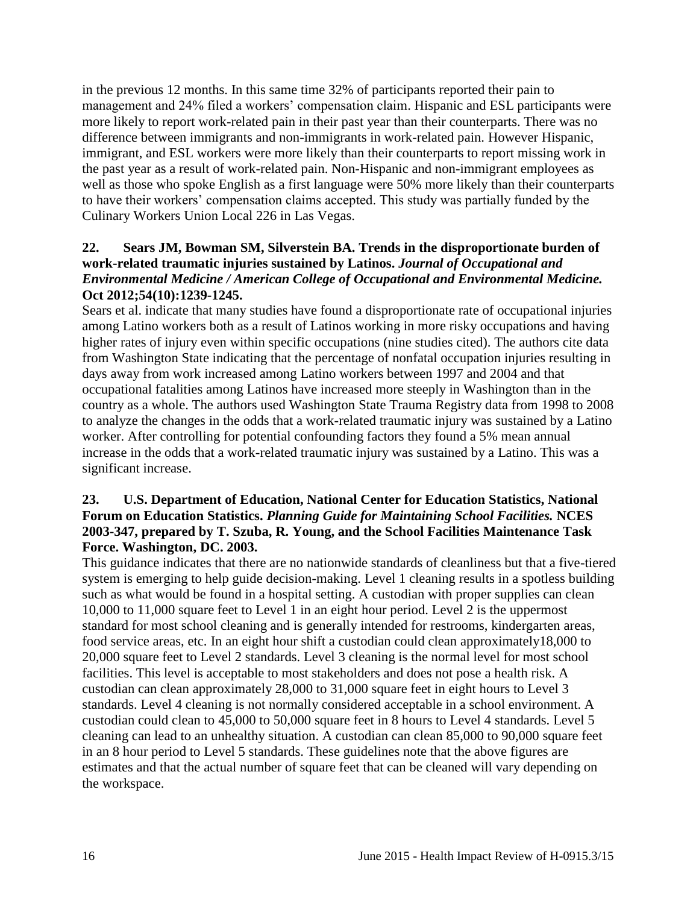in the previous 12 months. In this same time 32% of participants reported their pain to management and 24% filed a workers' compensation claim. Hispanic and ESL participants were more likely to report work-related pain in their past year than their counterparts. There was no difference between immigrants and non-immigrants in work-related pain. However Hispanic, immigrant, and ESL workers were more likely than their counterparts to report missing work in the past year as a result of work-related pain. Non-Hispanic and non-immigrant employees as well as those who spoke English as a first language were 50% more likely than their counterparts to have their workers' compensation claims accepted. This study was partially funded by the Culinary Workers Union Local 226 in Las Vegas.

**22. Sears JM, Bowman SM, Silverstein BA. Trends in the disproportionate burden of work-related traumatic injuries sustained by Latinos.** ***Journal of Occupational and Environmental Medicine / American College of Occupational and Environmental Medicine.*** **Oct 2012;54(10):1239-1245.**

Sears et al. indicate that many studies have found a disproportionate rate of occupational injuries among Latino workers both as a result of Latinos working in more risky occupations and having higher rates of injury even within specific occupations (nine studies cited). The authors cite data from Washington State indicating that the percentage of nonfatal occupation injuries resulting in days away from work increased among Latino workers between 1997 and 2004 and that occupational fatalities among Latinos have increased more steeply in Washington than in the country as a whole. The authors used Washington State Trauma Registry data from 1998 to 2008 to analyze the changes in the odds that a work-related traumatic injury was sustained by a Latino worker. After controlling for potential confounding factors they found a 5% mean annual increase in the odds that a work-related traumatic injury was sustained by a Latino. This was a significant increase.

**23. U.S. Department of Education, National Center for Education Statistics, National Forum on Education Statistics.** ***Planning Guide for Maintaining School Facilities.*** **NCES 2003-347, prepared by T. Szuba, R. Young, and the School Facilities Maintenance Task Force. Washington, DC. 2003.**

This guidance indicates that there are no nationwide standards of cleanliness but that a five-tiered system is emerging to help guide decision-making. Level 1 cleaning results in a spotless building such as what would be found in a hospital setting. A custodian with proper supplies can clean 10,000 to 11,000 square feet to Level 1 in an eight hour period. Level 2 is the uppermost standard for most school cleaning and is generally intended for restrooms, kindergarten areas, food service areas, etc. In an eight hour shift a custodian could clean approximately18,000 to 20,000 square feet to Level 2 standards. Level 3 cleaning is the normal level for most school facilities. This level is acceptable to most stakeholders and does not pose a health risk. A custodian can clean approximately 28,000 to 31,000 square feet in eight hours to Level 3 standards. Level 4 cleaning is not normally considered acceptable in a school environment. A custodian could clean to 45,000 to 50,000 square feet in 8 hours to Level 4 standards. Level 5 cleaning can lead to an unhealthy situation. A custodian can clean 85,000 to 90,000 square feet in an 8 hour period to Level 5 standards. These guidelines note that the above figures are estimates and that the actual number of square feet that can be cleaned will vary depending on the workspace.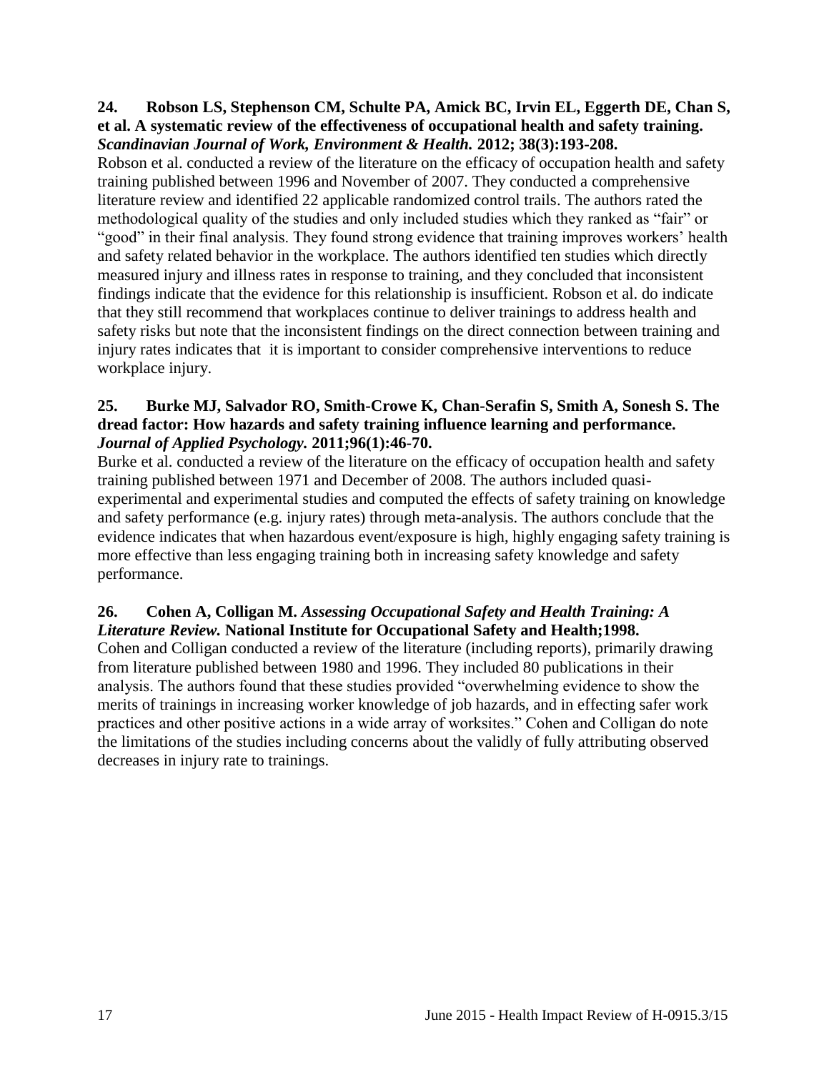**24. Robson LS, Stephenson CM, Schulte PA, Amick BC, Irvin EL, Eggerth DE, Chan S, et al. A systematic review of the effectiveness of occupational health and safety training.** ***Scandinavian Journal of Work, Environment & Health.*** **2012; 38(3):193-208.**
Robson et al. conducted a review of the literature on the efficacy of occupation health and safety training published between 1996 and November of 2007. They conducted a comprehensive literature review and identified 22 applicable randomized control trails. The authors rated the methodological quality of the studies and only included studies which they ranked as "fair" or "good" in their final analysis. They found strong evidence that training improves workers' health and safety related behavior in the workplace. The authors identified ten studies which directly measured injury and illness rates in response to training, and they concluded that inconsistent findings indicate that the evidence for this relationship is insufficient. Robson et al. do indicate that they still recommend that workplaces continue to deliver trainings to address health and safety risks but note that the inconsistent findings on the direct connection between training and injury rates indicates that it is important to consider comprehensive interventions to reduce workplace injury.

**25. Burke MJ, Salvador RO, Smith-Crowe K, Chan-Serafin S, Smith A, Sonesh S. The dread factor: How hazards and safety training influence learning and performance.** ***Journal of Applied Psychology.*** **2011;96(1):46-70.**
Burke et al. conducted a review of the literature on the efficacy of occupation health and safety training published between 1971 and December of 2008. The authors included quasi-experimental and experimental studies and computed the effects of safety training on knowledge and safety performance (e.g. injury rates) through meta-analysis. The authors conclude that the evidence indicates that when hazardous event/exposure is high, highly engaging safety training is more effective than less engaging training both in increasing safety knowledge and safety performance.

**26. Cohen A, Colligan M.** ***Assessing Occupational Safety and Health Training: A Literature Review.*** **National Institute for Occupational Safety and Health;1998.**
Cohen and Colligan conducted a review of the literature (including reports), primarily drawing from literature published between 1980 and 1996. They included 80 publications in their analysis. The authors found that these studies provided "overwhelming evidence to show the merits of trainings in increasing worker knowledge of job hazards, and in effecting safer work practices and other positive actions in a wide array of worksites." Cohen and Colligan do note the limitations of the studies including concerns about the validly of fully attributing observed decreases in injury rate to trainings.